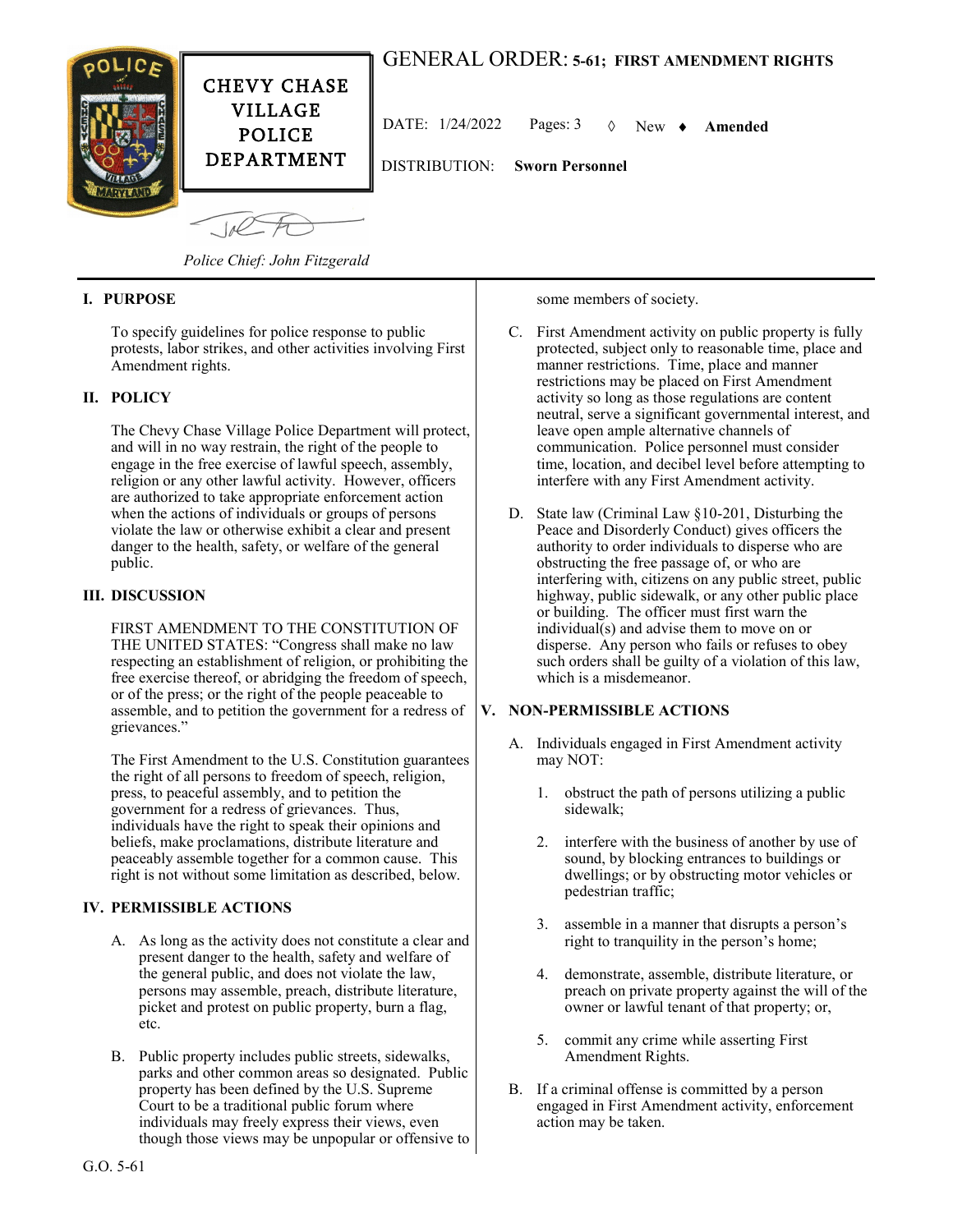CHEVY CHASE VILLAGE POLICE DEPARTMENT

# GENERAL ORDER: 5-61; FIRST AMENDMENT RIGHTS

DATE: 1/24/2022 Pages: 3 ◊ New ♦ **Amended**

DISTRIBUTION: **Sworn Personnel**

*Police Chief: John Fitzgerald*

## I. PURPOSE

To specify guidelines for police response to public protests, labor strikes, and other activities involving First Amendment rights.

## II. POLICY

The Chevy Chase Village Police Department will protect, and will in no way restrain, the right of the people to engage in the free exercise of lawful speech, assembly, religion or any other lawful activity. However, officers are authorized to take appropriate enforcement action when the actions of individuals or groups of persons violate the law or otherwise exhibit a clear and present danger to the health, safety, or welfare of the general public.

## III. DISCUSSION

FIRST AMENDMENT TO THE CONSTITUTION OF THE UNITED STATES: "Congress shall make no law respecting an establishment of religion, or prohibiting the free exercise thereof, or abridging the freedom of speech, or of the press; or the right of the people peaceable to assemble, and to petition the government for a redress of grievances."

The First Amendment to the U.S. Constitution guarantees the right of all persons to freedom of speech, religion, press, to peaceful assembly, and to petition the government for a redress of grievances. Thus, individuals have the right to speak their opinions and beliefs, make proclamations, distribute literature and peaceably assemble together for a common cause. This right is not without some limitation as described, below.

## IV. PERMISSIBLE ACTIONS

A. As long as the activity does not constitute a clear and present danger to the health, safety and welfare of the general public, and does not violate the law, persons may assemble, preach, distribute literature, picket and protest on public property, burn a flag, etc.

B. Public property includes public streets, sidewalks, parks and other common areas so designated. Public property has been defined by the U.S. Supreme Court to be a traditional public forum where individuals may freely express their views, even though those views may be unpopular or offensive to some members of society.

C. First Amendment activity on public property is fully protected, subject only to reasonable time, place and manner restrictions. Time, place and manner restrictions may be placed on First Amendment activity so long as those regulations are content neutral, serve a significant governmental interest, and leave open ample alternative channels of communication. Police personnel must consider time, location, and decibel level before attempting to interfere with any First Amendment activity.

D. State law (Criminal Law §10-201, Disturbing the Peace and Disorderly Conduct) gives officers the authority to order individuals to disperse who are obstructing the free passage of, or who are interfering with, citizens on any public street, public highway, public sidewalk, or any other public place or building. The officer must first warn the individual(s) and advise them to move on or disperse. Any person who fails or refuses to obey such orders shall be guilty of a violation of this law, which is a misdemeanor.

## V. NON-PERMISSIBLE ACTIONS

A. Individuals engaged in First Amendment activity may NOT:

1. obstruct the path of persons utilizing a public sidewalk;

2. interfere with the business of another by use of sound, by blocking entrances to buildings or dwellings; or by obstructing motor vehicles or pedestrian traffic;

3. assemble in a manner that disrupts a person's right to tranquility in the person's home;

4. demonstrate, assemble, distribute literature, or preach on private property against the will of the owner or lawful tenant of that property; or,

5. commit any crime while asserting First Amendment Rights.

B. If a criminal offense is committed by a person engaged in First Amendment activity, enforcement action may be taken.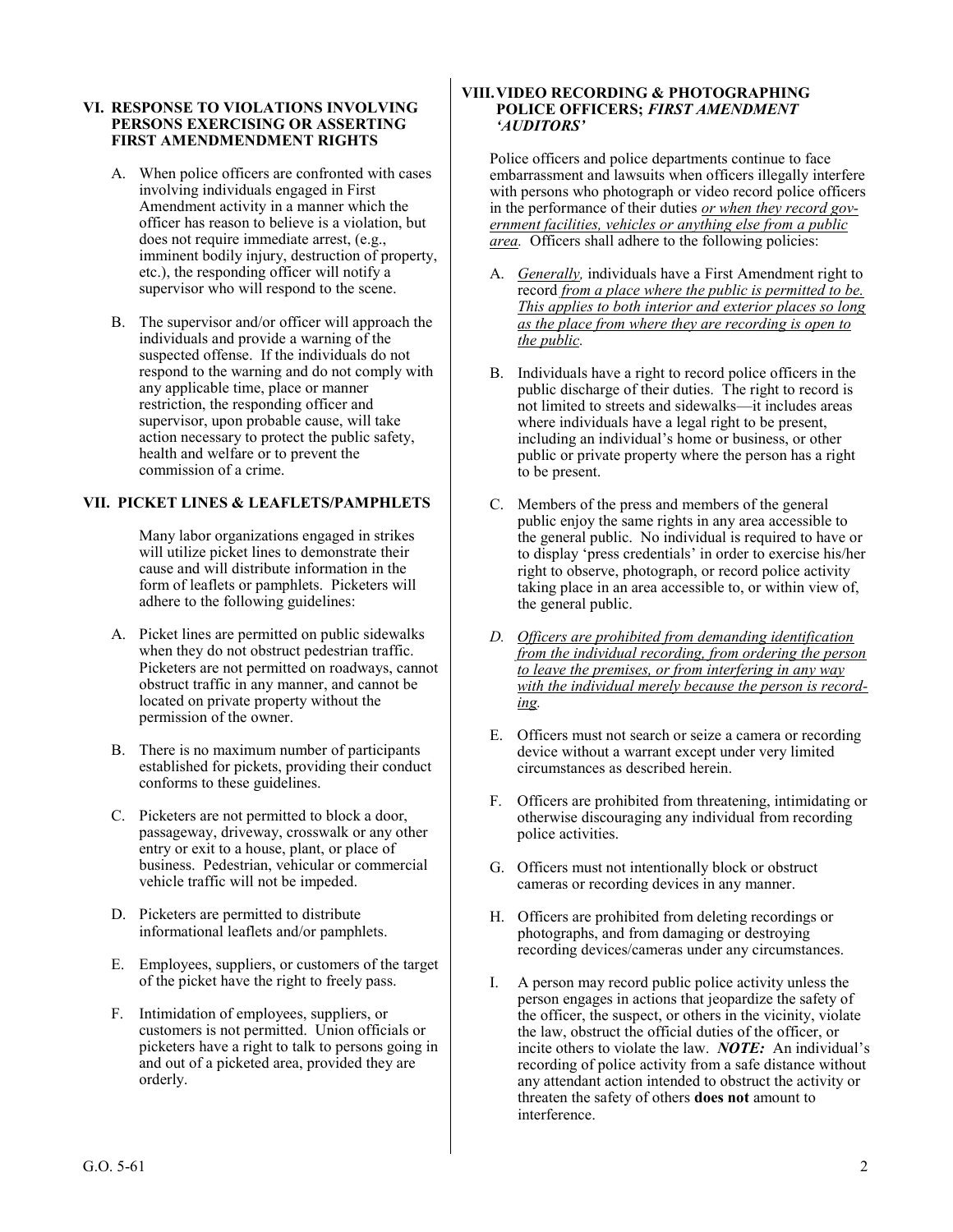## VI. RESPONSE TO VIOLATIONS INVOLVING PERSONS EXERCISING OR ASSERTING FIRST AMENDMENDMENT RIGHTS

A. When police officers are confronted with cases involving individuals engaged in First Amendment activity in a manner which the officer has reason to believe is a violation, but does not require immediate arrest, (e.g., imminent bodily injury, destruction of property, etc.), the responding officer will notify a supervisor who will respond to the scene.

B. The supervisor and/or officer will approach the individuals and provide a warning of the suspected offense. If the individuals do not respond to the warning and do not comply with any applicable time, place or manner restriction, the responding officer and supervisor, upon probable cause, will take action necessary to protect the public safety, health and welfare or to prevent the commission of a crime.

## VII. PICKET LINES & LEAFLETS/PAMPHLETS

Many labor organizations engaged in strikes will utilize picket lines to demonstrate their cause and will distribute information in the form of leaflets or pamphlets. Picketers will adhere to the following guidelines:

A. Picket lines are permitted on public sidewalks when they do not obstruct pedestrian traffic. Picketers are not permitted on roadways, cannot obstruct traffic in any manner, and cannot be located on private property without the permission of the owner.

B. There is no maximum number of participants established for pickets, providing their conduct conforms to these guidelines.

C. Picketers are not permitted to block a door, passageway, driveway, crosswalk or any other entry or exit to a house, plant, or place of business. Pedestrian, vehicular or commercial vehicle traffic will not be impeded.

D. Picketers are permitted to distribute informational leaflets and/or pamphlets.

E. Employees, suppliers, or customers of the target of the picket have the right to freely pass.

F. Intimidation of employees, suppliers, or customers is not permitted. Union officials or picketers have a right to talk to persons going in and out of a picketed area, provided they are orderly.

## VIII. VIDEO RECORDING & PHOTOGRAPHING POLICE OFFICERS; *FIRST AMENDMENT 'AUDITORS'*

Police officers and police departments continue to face embarrassment and lawsuits when officers illegally interfere with persons who photograph or video record police officers in the performance of their duties *or when they record government facilities, vehicles or anything else from a public area*. Officers shall adhere to the following policies:

A. *Generally,* individuals have a First Amendment right to record *from a place where the public is permitted to be. This applies to both interior and exterior places so long as the place from where they are recording is open to the public.*

B. Individuals have a right to record police officers in the public discharge of their duties. The right to record is not limited to streets and sidewalks—it includes areas where individuals have a legal right to be present, including an individual's home or business, or other public or private property where the person has a right to be present.

C. Members of the press and members of the general public enjoy the same rights in any area accessible to the general public. No individual is required to have or to display 'press credentials' in order to exercise his/her right to observe, photograph, or record police activity taking place in an area accessible to, or within view of, the general public.

D. *Officers are prohibited from demanding identification from the individual recording, from ordering the person to leave the premises, or from interfering in any way with the individual merely because the person is recording.*

E. Officers must not search or seize a camera or recording device without a warrant except under very limited circumstances as described herein.

F. Officers are prohibited from threatening, intimidating or otherwise discouraging any individual from recording police activities.

G. Officers must not intentionally block or obstruct cameras or recording devices in any manner.

H. Officers are prohibited from deleting recordings or photographs, and from damaging or destroying recording devices/cameras under any circumstances.

I. A person may record public police activity unless the person engages in actions that jeopardize the safety of the officer, the suspect, or others in the vicinity, violate the law, obstruct the official duties of the officer, or incite others to violate the law. ***NOTE:*** An individual's recording of police activity from a safe distance without any attendant action intended to obstruct the activity or threaten the safety of others **does not** amount to interference.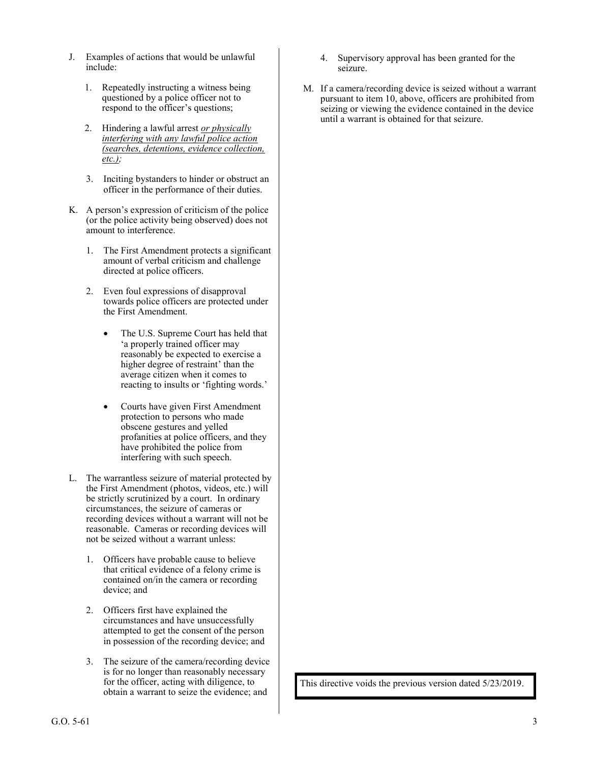J. Examples of actions that would be unlawful include:

1. Repeatedly instructing a witness being questioned by a police officer not to respond to the officer's questions;

2. Hindering a lawful arrest *or physically interfering with any lawful police action (searches, detentions, evidence collection, etc.);*

3. Inciting bystanders to hinder or obstruct an officer in the performance of their duties.

K. A person's expression of criticism of the police (or the police activity being observed) does not amount to interference.

1. The First Amendment protects a significant amount of verbal criticism and challenge directed at police officers.

2. Even foul expressions of disapproval towards police officers are protected under the First Amendment.

   - The U.S. Supreme Court has held that 'a properly trained officer may reasonably be expected to exercise a higher degree of restraint' than the average citizen when it comes to reacting to insults or 'fighting words.'

   - Courts have given First Amendment protection to persons who made obscene gestures and yelled profanities at police officers, and they have prohibited the police from interfering with such speech.

L. The warrantless seizure of material protected by the First Amendment (photos, videos, etc.) will be strictly scrutinized by a court. In ordinary circumstances, the seizure of cameras or recording devices without a warrant will not be reasonable. Cameras or recording devices will not be seized without a warrant unless:

1. Officers have probable cause to believe that critical evidence of a felony crime is contained on/in the camera or recording device; and

2. Officers first have explained the circumstances and have unsuccessfully attempted to get the consent of the person in possession of the recording device; and

3. The seizure of the camera/recording device is for no longer than reasonably necessary for the officer, acting with diligence, to obtain a warrant to seize the evidence; and

4. Supervisory approval has been granted for the seizure.

M. If a camera/recording device is seized without a warrant pursuant to item 10, above, officers are prohibited from seizing or viewing the evidence contained in the device until a warrant is obtained for that seizure.

This directive voids the previous version dated 5/23/2019.